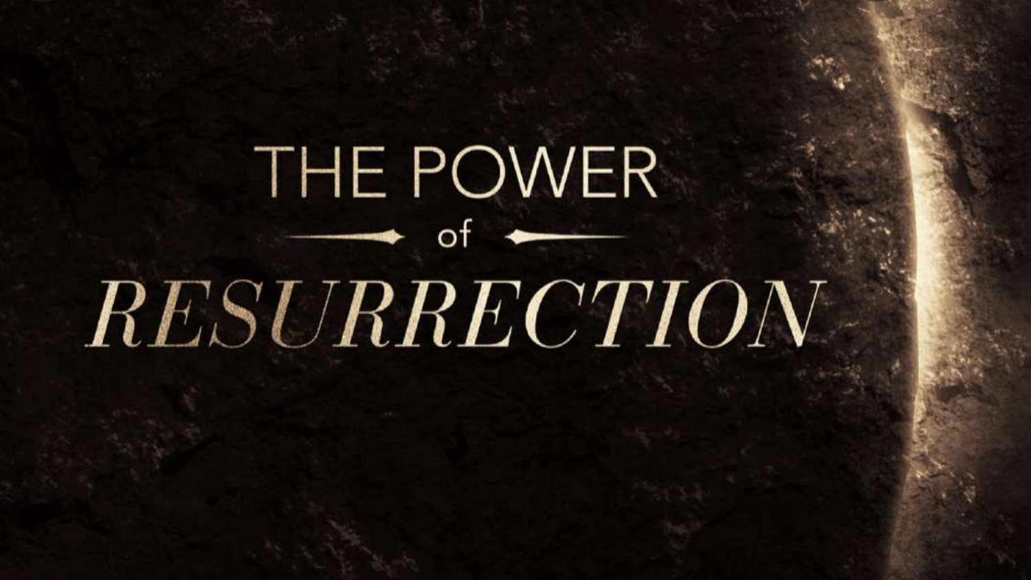# THE POWER

of

# *RESURRECTION*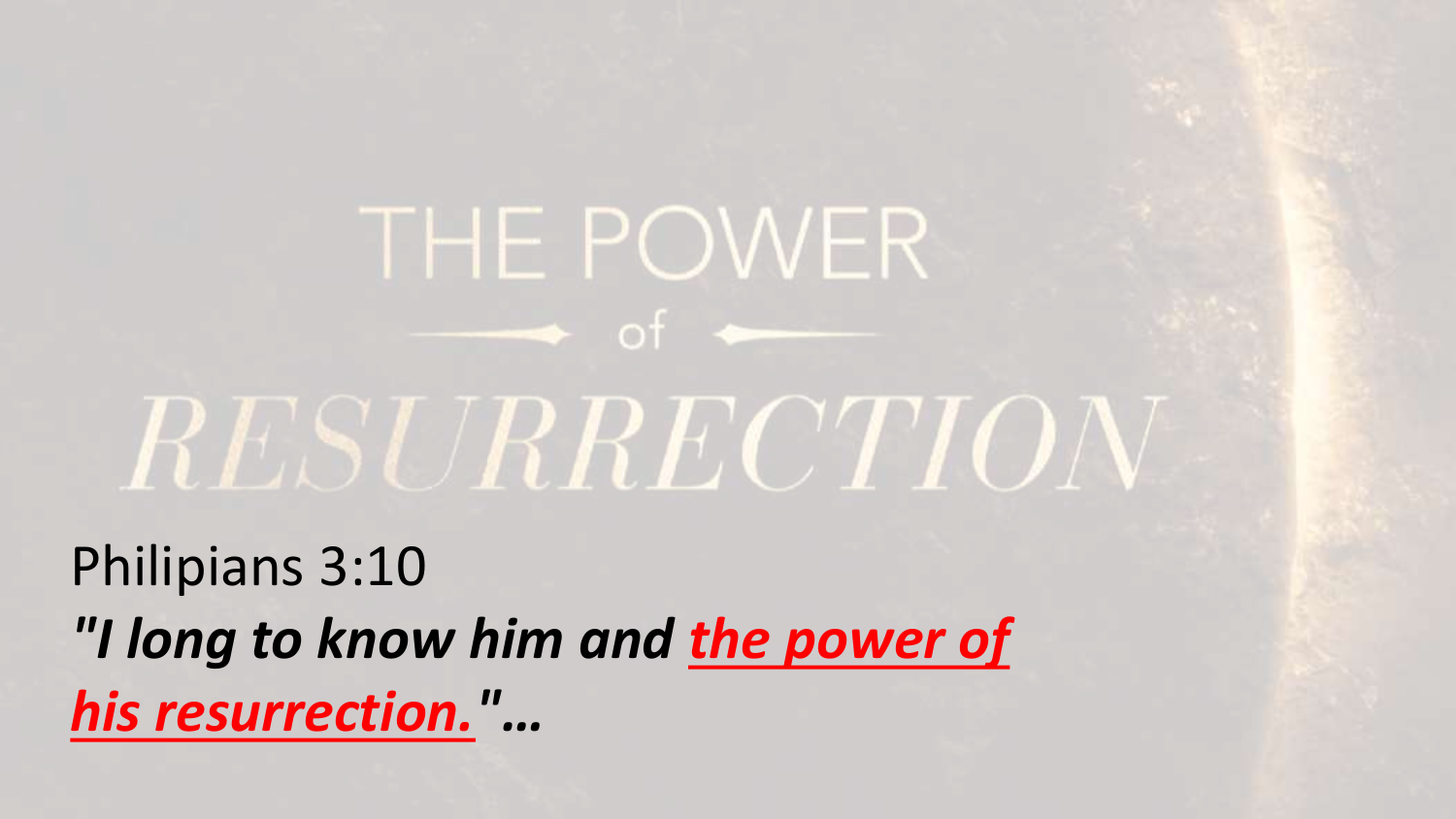# THE POWER of RESURRECTION

Philipians 3:10

***"I long to know him and <u>the power of his resurrection.</u>"…***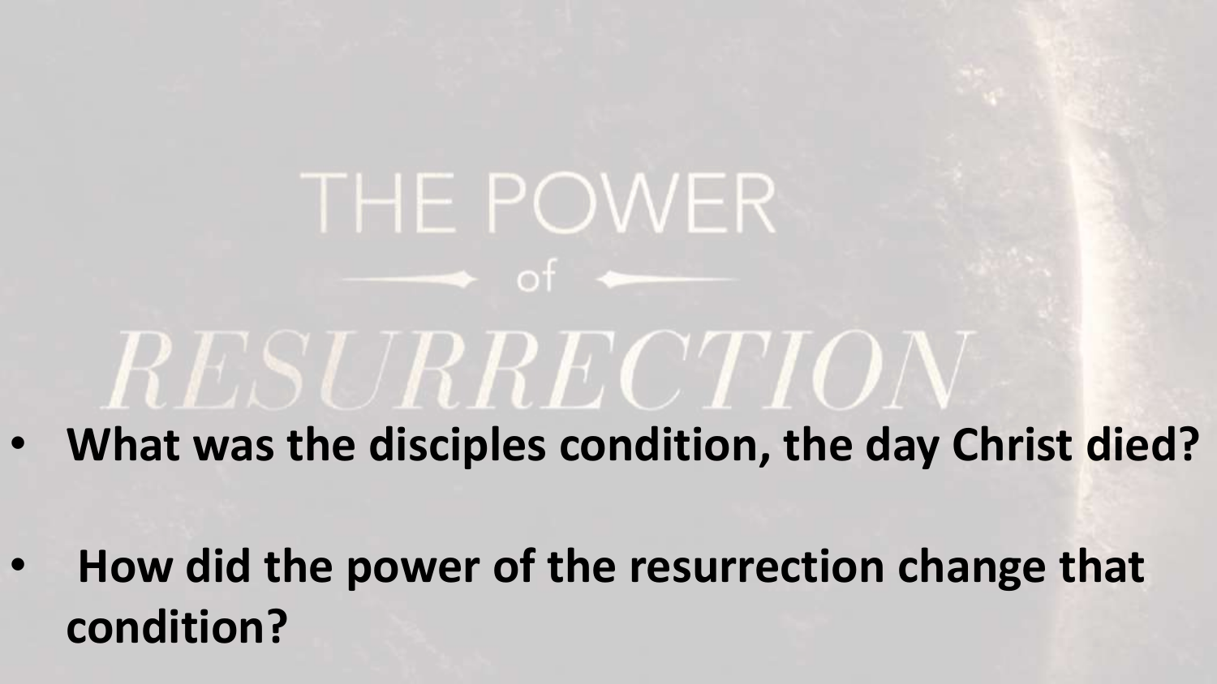# THE POWER of RESURRECTION

- **What was the disciples condition, the day Christ died?**
- **How did the power of the resurrection change that condition?**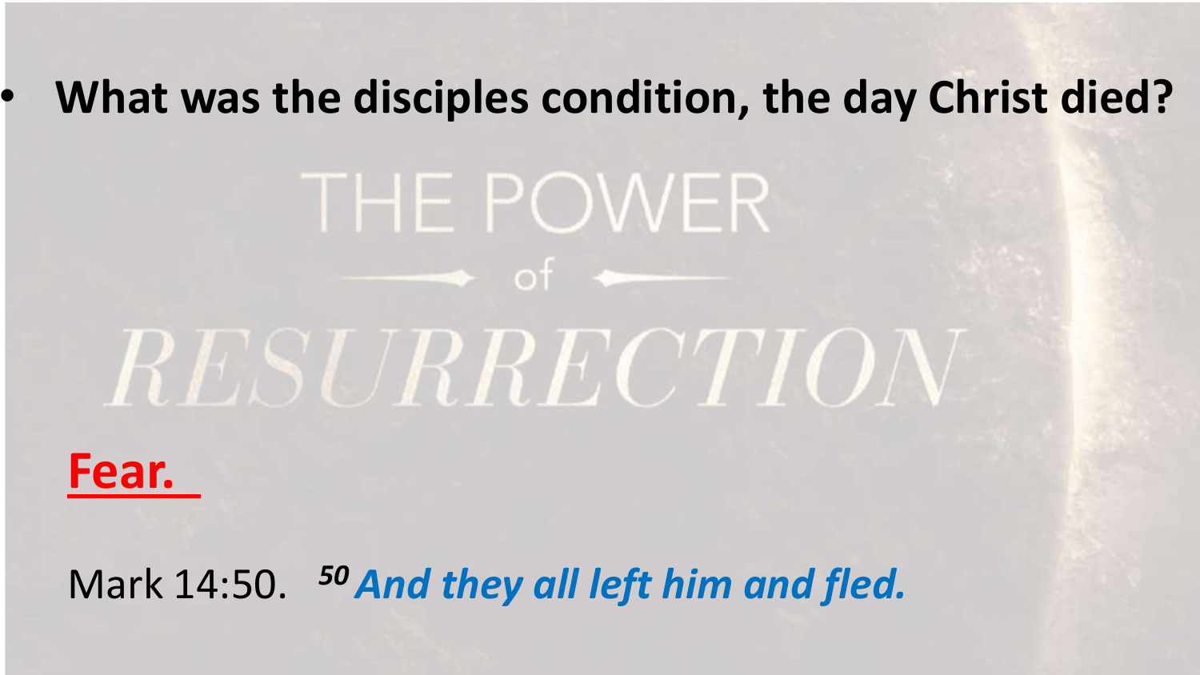- **What was the disciples condition, the day Christ died?**

THE POWER of *RESURRECTION*

**Fear.**

Mark 14:50. [50] ***And they all left him and fled.***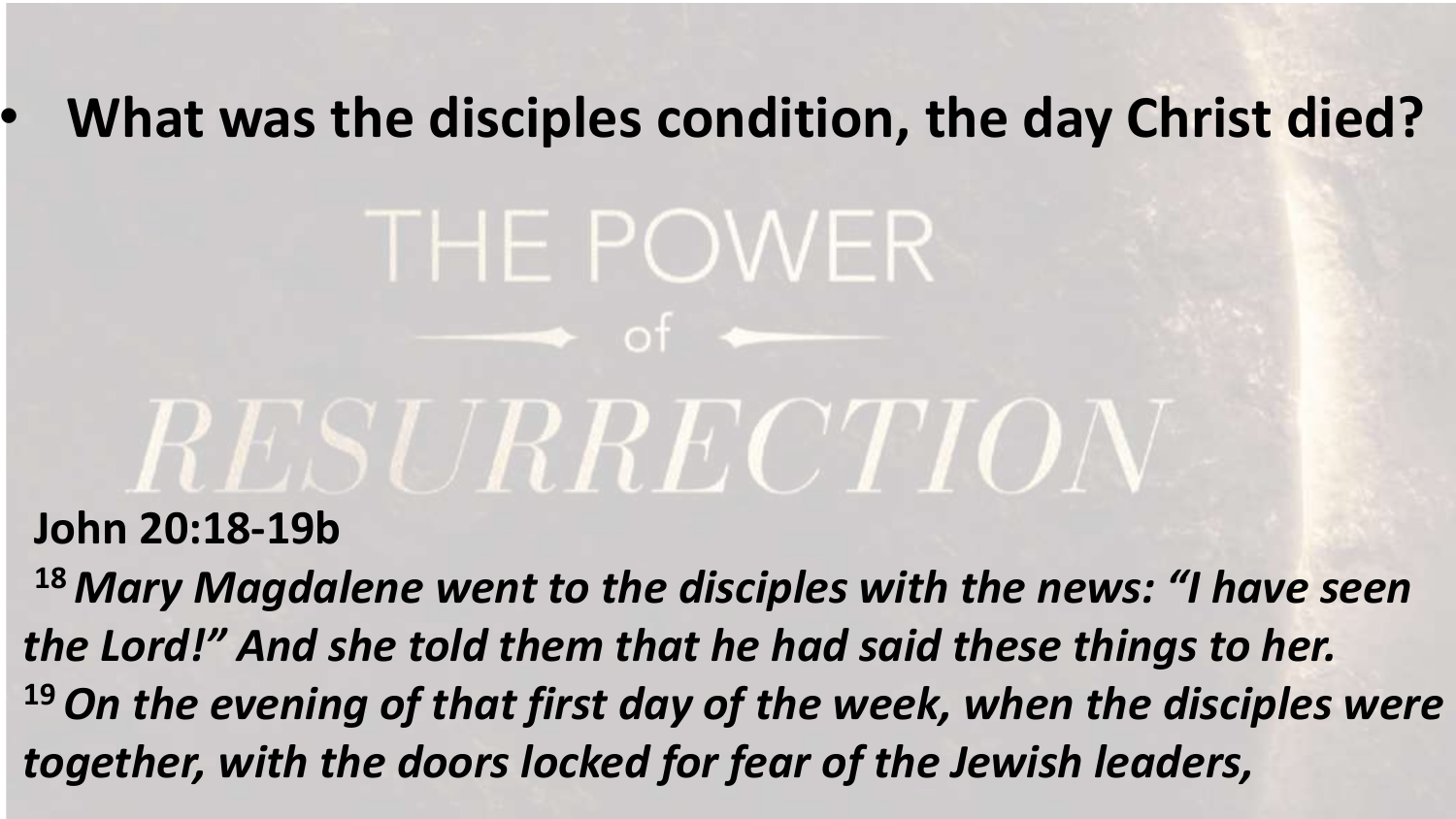- **What was the disciples condition, the day Christ died?**

# THE POWER of RESURRECTION

**John 20:18-19b**

**[18]** ***Mary Magdalene went to the disciples with the news: "I have seen the Lord!" And she told them that he had said these things to her.***
**[19]** ***On the evening of that first day of the week, when the disciples were together, with the doors locked for fear of the Jewish leaders,***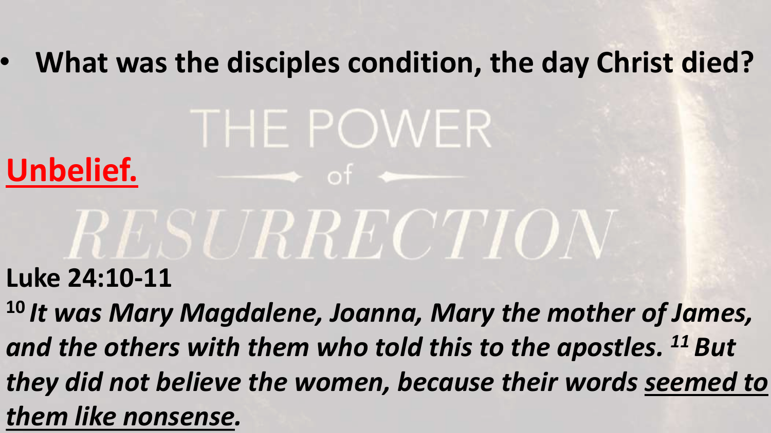- **What was the disciples condition, the day Christ died?**

THE POWER of RESURRECTION

**Unbelief.**

**Luke 24:10-11**

***[10] It was Mary Magdalene, Joanna, Mary the mother of James, and the others with them who told this to the apostles. [11] But they did not believe the women, because their words seemed to them like nonsense.***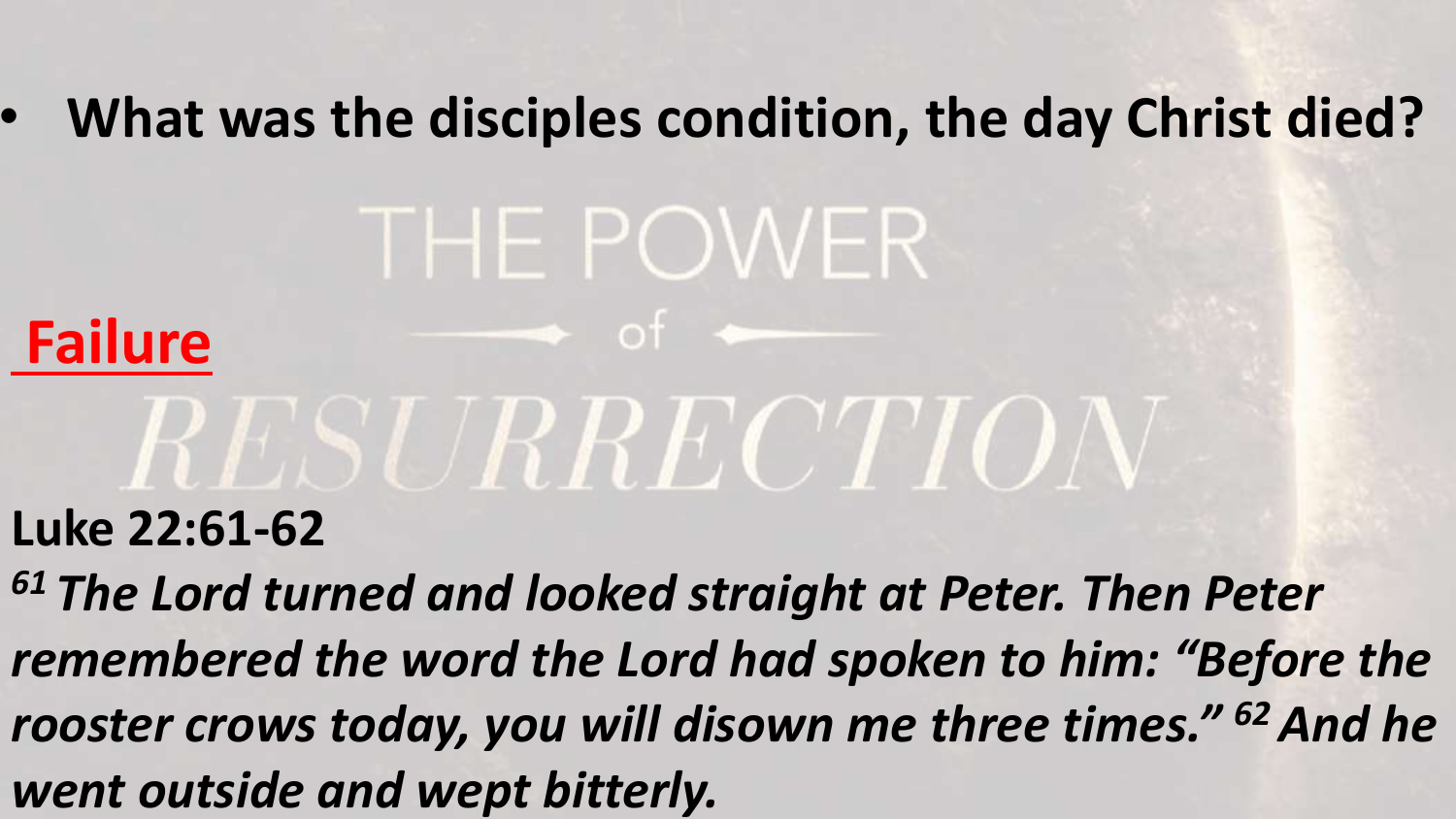- **What was the disciples condition, the day Christ died?**

THE POWER of RESURRECTION

**Failure**

**Luke 22:61-62**

***[61] The Lord turned and looked straight at Peter. Then Peter remembered the word the Lord had spoken to him: "Before the rooster crows today, you will disown me three times." [62] And he went outside and wept bitterly.***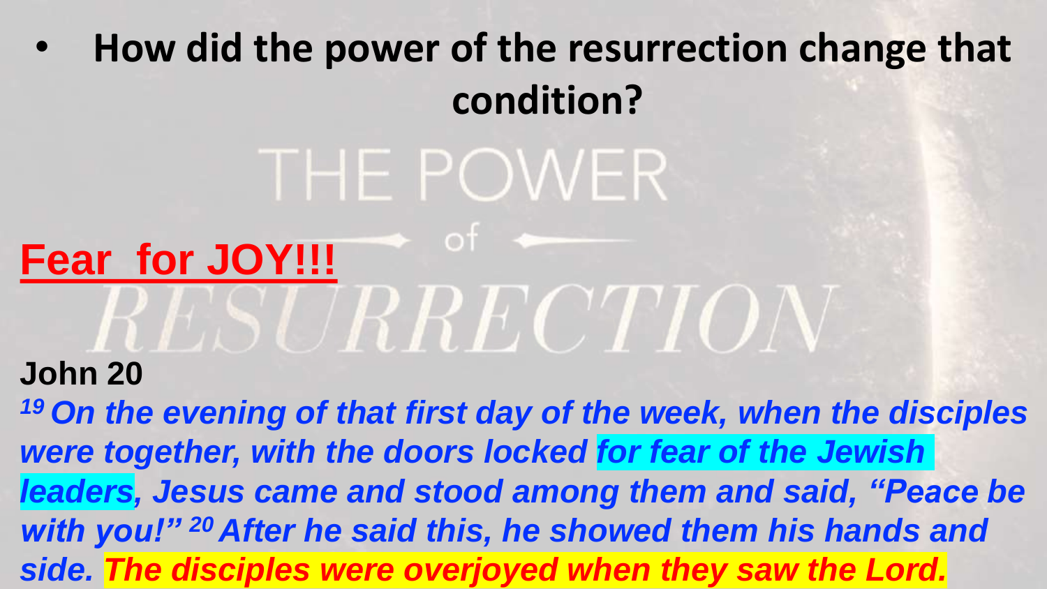- **How did the power of the resurrection change that condition?**

THE POWER of RESURRECTION

**Fear for JOY!!!**

**John 20**

***[19] On the evening of that first day of the week, when the disciples were together, with the doors locked for fear of the Jewish leaders, Jesus came and stood among them and said, "Peace be with you!" [20] After he said this, he showed them his hands and side. The disciples were overjoyed when they saw the Lord.***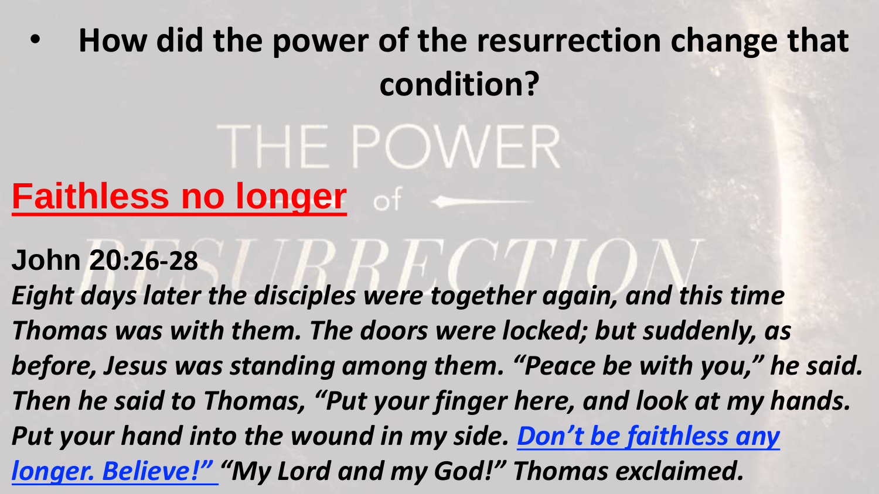- **How did the power of the resurrection change that condition?**

THE POWER of RESURRECTION

## Faithless no longer

**John 20:26-28**

***Eight days later the disciples were together again, and this time Thomas was with them. The doors were locked; but suddenly, as before, Jesus was standing among them. "Peace be with you," he said. Then he said to Thomas, "Put your finger here, and look at my hands. Put your hand into the wound in my side. Don't be faithless any longer. Believe!" "My Lord and my God!" Thomas exclaimed.***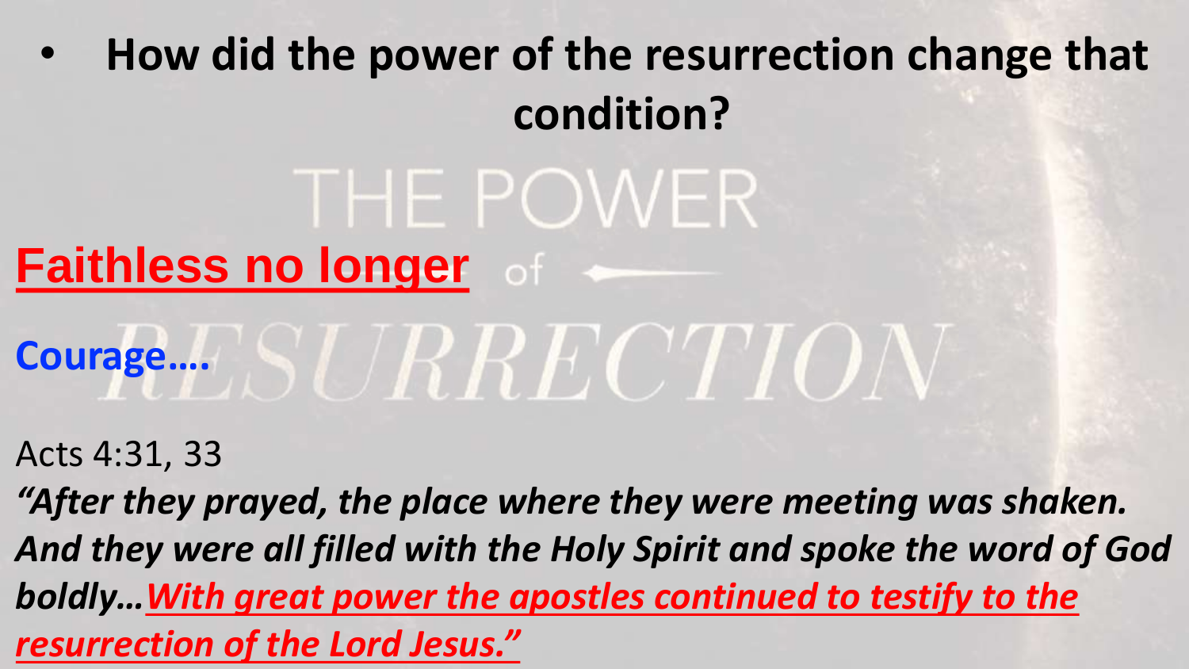- **How did the power of the resurrection change that condition?**

THE POWER of RESURRECTION

## Faithless no longer

**Courage….**

Acts 4:31, 33

***"After they prayed, the place where they were meeting was shaken. And they were all filled with the Holy Spirit and spoke the word of God boldly…With great power the apostles continued to testify to the resurrection of the Lord Jesus."***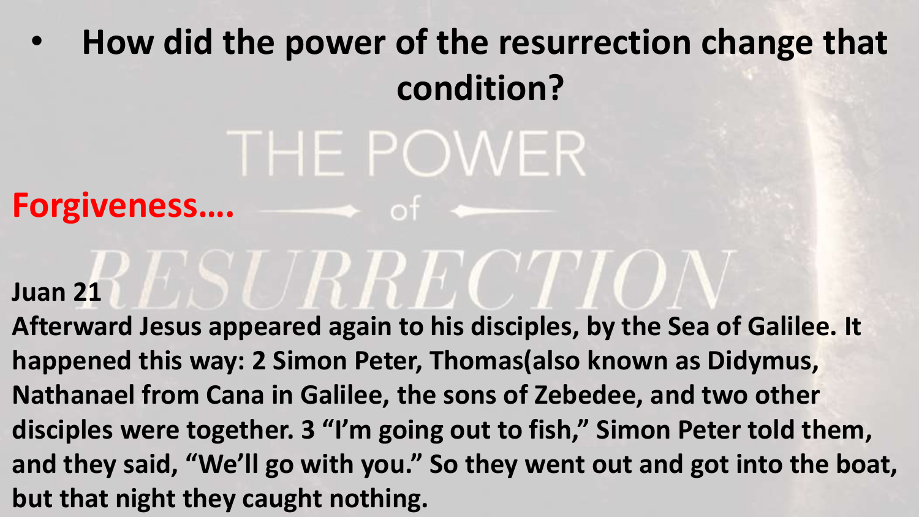- **How did the power of the resurrection change that condition?**

THE POWER of RESURRECTION

**Forgiveness….**

**Juan 21**

**Afterward Jesus appeared again to his disciples, by the Sea of Galilee. It happened this way: 2 Simon Peter, Thomas(also known as Didymus, Nathanael from Cana in Galilee, the sons of Zebedee, and two other disciples were together. 3 "I'm going out to fish," Simon Peter told them, and they said, "We'll go with you." So they went out and got into the boat, but that night they caught nothing.**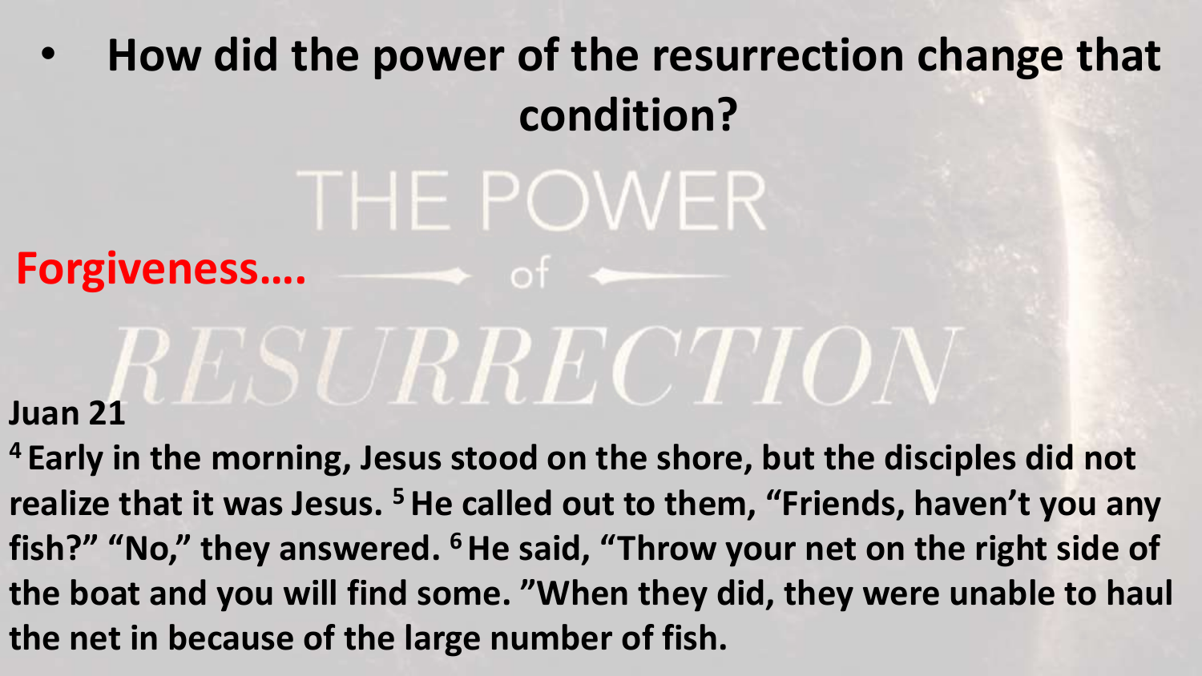- **How did the power of the resurrection change that condition?**

THE POWER of RESURRECTION

**Forgiveness….**

**Juan 21**

**[4] Early in the morning, Jesus stood on the shore, but the disciples did not realize that it was Jesus. [5] He called out to them, “Friends, haven’t you any fish?” “No,” they answered. [6] He said, “Throw your net on the right side of the boat and you will find some. ”When they did, they were unable to haul the net in because of the large number of fish.**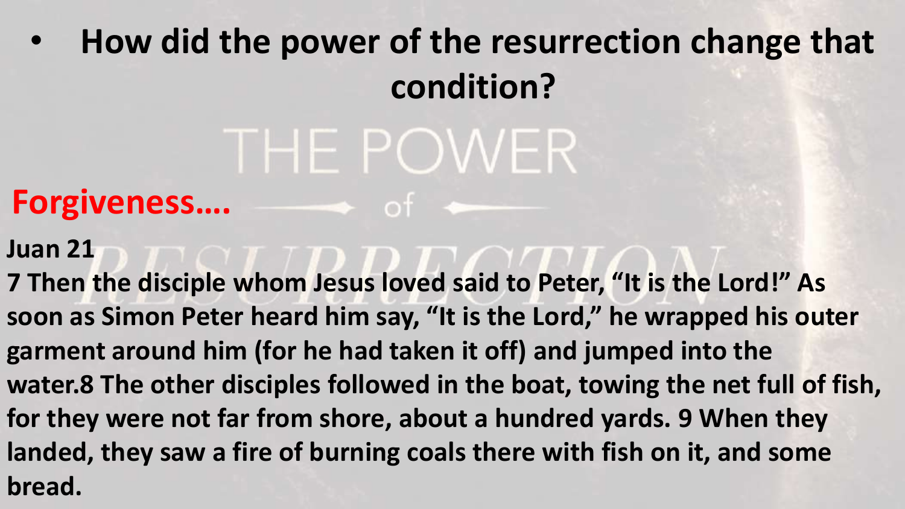- **How did the power of the resurrection change that condition?**

THE POWER of RESURRECTION

**Forgiveness….**

**Juan 21**

**7 Then the disciple whom Jesus loved said to Peter, "It is the Lord!" As soon as Simon Peter heard him say, "It is the Lord," he wrapped his outer garment around him (for he had taken it off) and jumped into the water.8 The other disciples followed in the boat, towing the net full of fish, for they were not far from shore, about a hundred yards. 9 When they landed, they saw a fire of burning coals there with fish on it, and some bread.**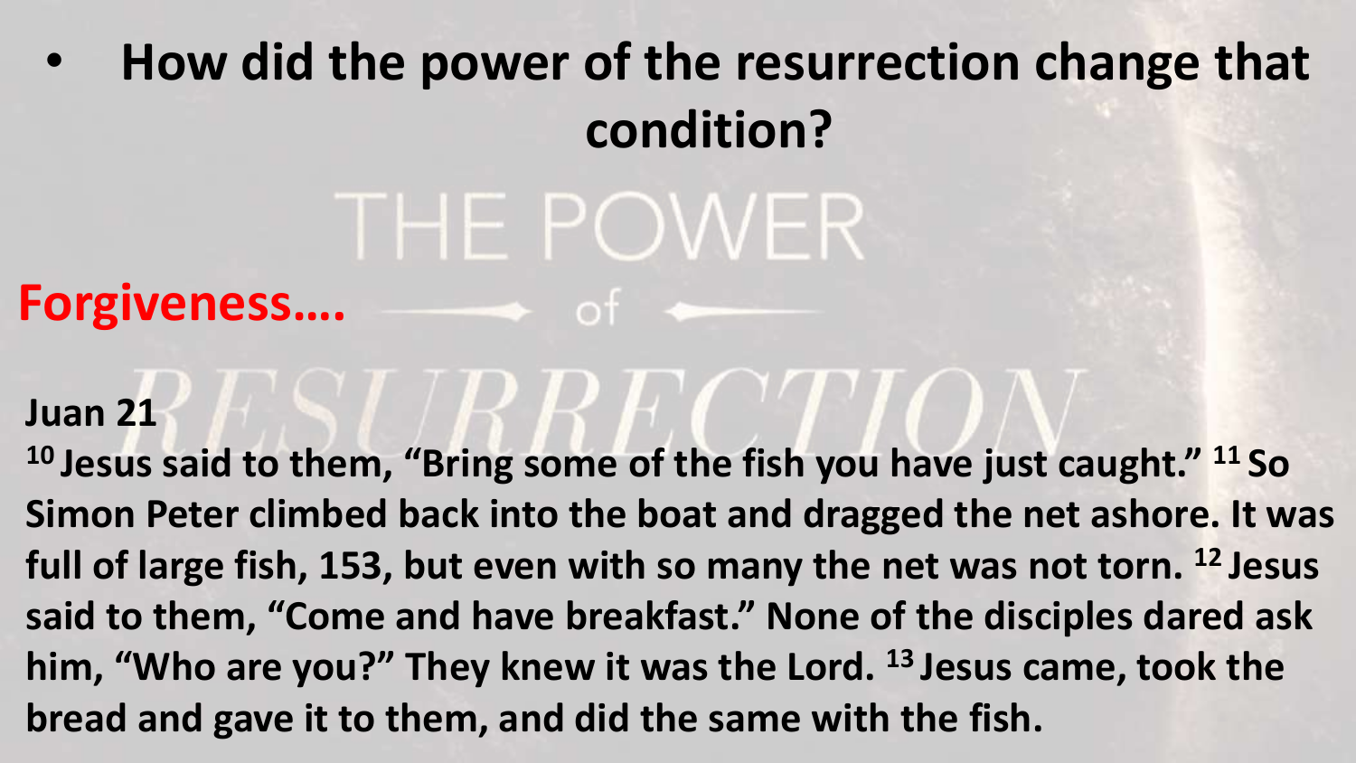- **How did the power of the resurrection change that condition?**

THE POWER of RESURRECTION

**Forgiveness….**

**Juan 21**

**[10] Jesus said to them, “Bring some of the fish you have just caught.” [11] So Simon Peter climbed back into the boat and dragged the net ashore. It was full of large fish, 153, but even with so many the net was not torn. [12] Jesus said to them, “Come and have breakfast.” None of the disciples dared ask him, “Who are you?” They knew it was the Lord. [13] Jesus came, took the bread and gave it to them, and did the same with the fish.**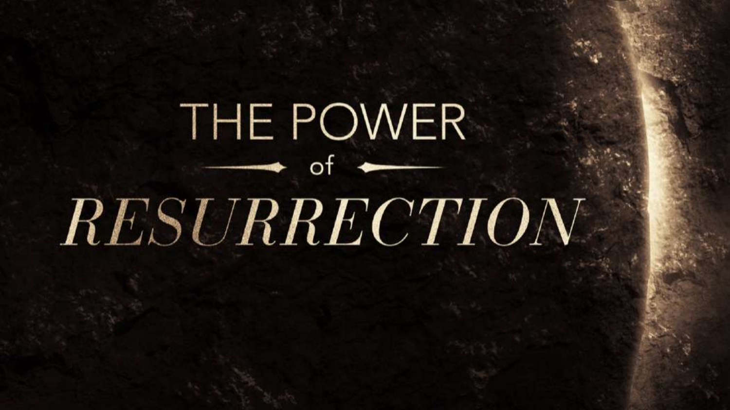# THE POWER

of

# *RESURRECTION*